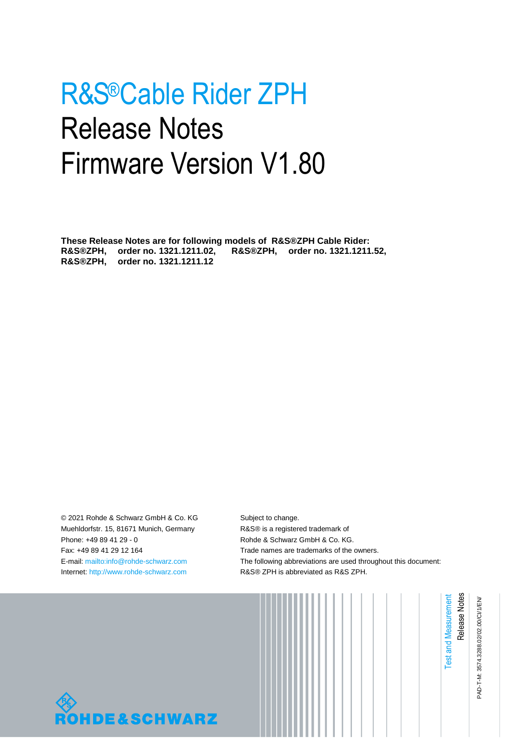# R&S®Cable Rider ZPH Release Notes Firmware Version V1.80

**These Release Notes are for following models of R&S®ZPH Cable Rider:**
**R&S®ZPH, order no. 1321.1211.02, R&S®ZPH, order no. 1321.1211.52,**
**R&S®ZPH, order no. 1321.1211.12**

© 2021 Rohde & Schwarz GmbH & Co. KG
Muehldorfstr. 15, 81671 Munich, Germany
Phone: +49 89 41 29 - 0
Fax: +49 89 41 29 12 164
E-mail: mailto:info@rohde-schwarz.com
Internet: http://www.rohde-schwarz.com

Subject to change.
R&S® is a registered trademark of
Rohde & Schwarz GmbH & Co. KG.
Trade names are trademarks of the owners.
The following abbreviations are used throughout this document:
R&S® ZPH is abbreviated as R&S ZPH.

Test and Measurement
Release Notes

PAD-T-M: 3574.3288.02/02.00/CI/1/EN/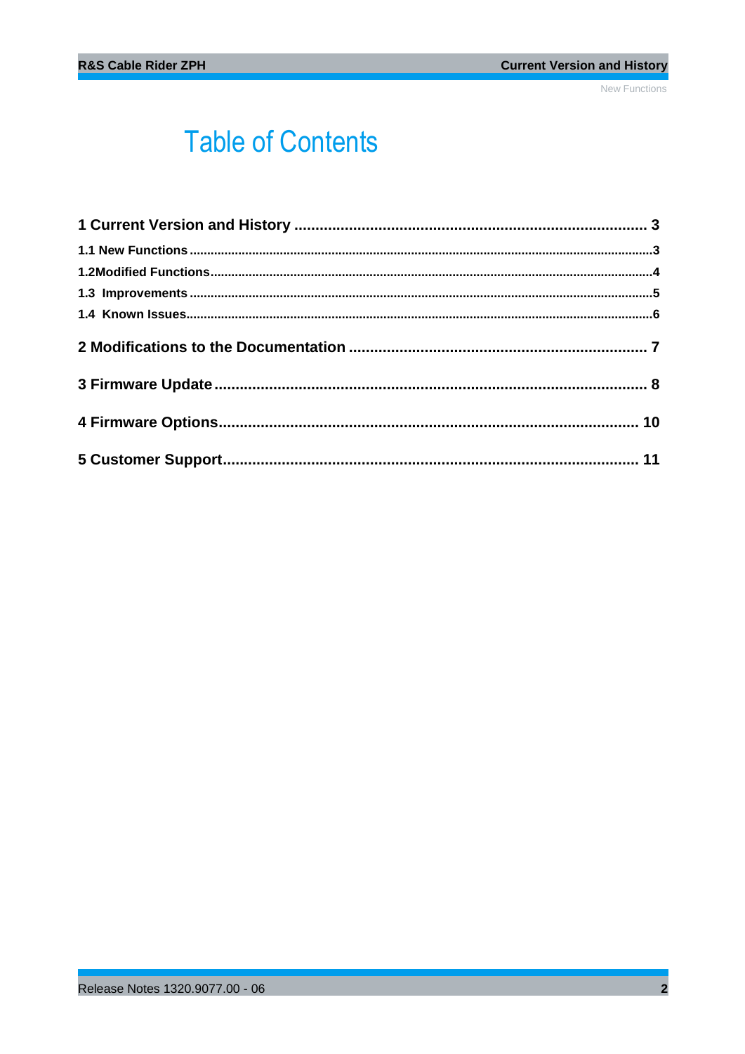# Table of Contents

**1 Current Version and History .................................................................................. 3**

**1.1 New Functions ...........................................................................................................3**

**1.2Modified Functions.....................................................................................................4**

**1.3 Improvements ...........................................................................................................5**

**1.4 Known Issues.............................................................................................................6**

**2 Modifications to the Documentation ..................................................................... 7**

**3 Firmware Update ..................................................................................................... 8**

**4 Firmware Options................................................................................................... 10**

**5 Customer Support.................................................................................................. 11**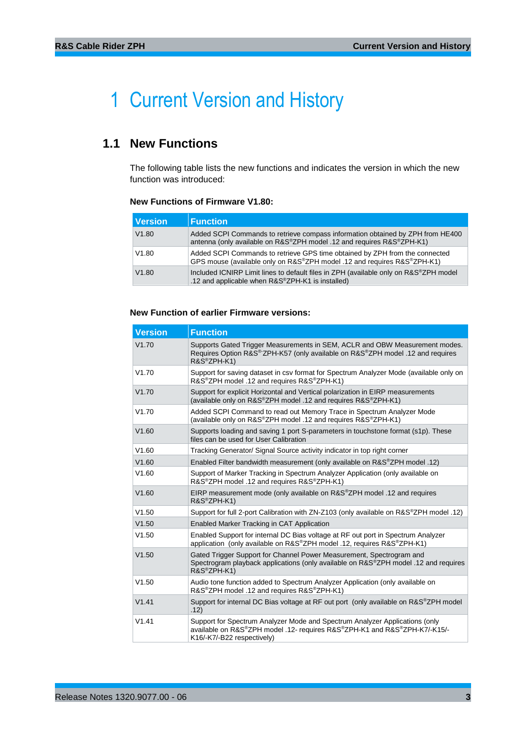# 1 Current Version and History

## 1.1 New Functions

The following table lists the new functions and indicates the version in which the new function was introduced:

**New Functions of Firmware V1.80:**

| Version | Function |
| --- | --- |
| V1.80 | Added SCPI Commands to retrieve compass information obtained by ZPH from HE400 antenna (only available on R&S®ZPH model .12 and requires R&S®ZPH-K1) |
| V1.80 | Added SCPI Commands to retrieve GPS time obtained by ZPH from the connected GPS mouse (available only on R&S®ZPH model .12 and requires R&S®ZPH-K1) |
| V1.80 | Included ICNIRP Limit lines to default files in ZPH (available only on R&S®ZPH model .12 and applicable when R&S®ZPH-K1 is installed) |

**New Function of earlier Firmware versions:**

| Version | Function |
| --- | --- |
| V1.70 | Supports Gated Trigger Measurements in SEM, ACLR and OBW Measurement modes. Requires Option R&S®ZPH-K57 (only available on R&S®ZPH model .12 and requires R&S®ZPH-K1) |
| V1.70 | Support for saving dataset in csv format for Spectrum Analyzer Mode (available only on R&S®ZPH model .12 and requires R&S®ZPH-K1) |
| V1.70 | Support for explicit Horizontal and Vertical polarization in EIRP measurements (available only on R&S®ZPH model .12 and requires R&S®ZPH-K1) |
| V1.70 | Added SCPI Command to read out Memory Trace in Spectrum Analyzer Mode (available only on R&S®ZPH model .12 and requires R&S®ZPH-K1) |
| V1.60 | Supports loading and saving 1 port S-parameters in touchstone format (s1p). These files can be used for User Calibration |
| V1.60 | Tracking Generator/ Signal Source activity indicator in top right corner |
| V1.60 | Enabled Filter bandwidth measurement (only available on R&S®ZPH model .12) |
| V1.60 | Support of Marker Tracking in Spectrum Analyzer Application (only available on R&S®ZPH model .12 and requires R&S®ZPH-K1) |
| V1.60 | EIRP measurement mode (only available on R&S®ZPH model .12 and requires R&S®ZPH-K1) |
| V1.50 | Support for full 2-port Calibration with ZN-Z103 (only available on R&S®ZPH model .12) |
| V1.50 | Enabled Marker Tracking in CAT Application |
| V1.50 | Enabled Support for internal DC Bias voltage at RF out port in Spectrum Analyzer application (only available on R&S®ZPH model .12, requires R&S®ZPH-K1) |
| V1.50 | Gated Trigger Support for Channel Power Measurement, Spectrogram and Spectrogram playback applications (only available on R&S®ZPH model .12 and requires R&S®ZPH-K1) |
| V1.50 | Audio tone function added to Spectrum Analyzer Application (only available on R&S®ZPH model .12 and requires R&S®ZPH-K1) |
| V1.41 | Support for internal DC Bias voltage at RF out port (only available on R&S®ZPH model .12) |
| V1.41 | Support for Spectrum Analyzer Mode and Spectrum Analyzer Applications (only available on R&S®ZPH model .12- requires R&S®ZPH-K1 and R&S®ZPH-K7/-K15/-K16/-K7/-B22 respectively) |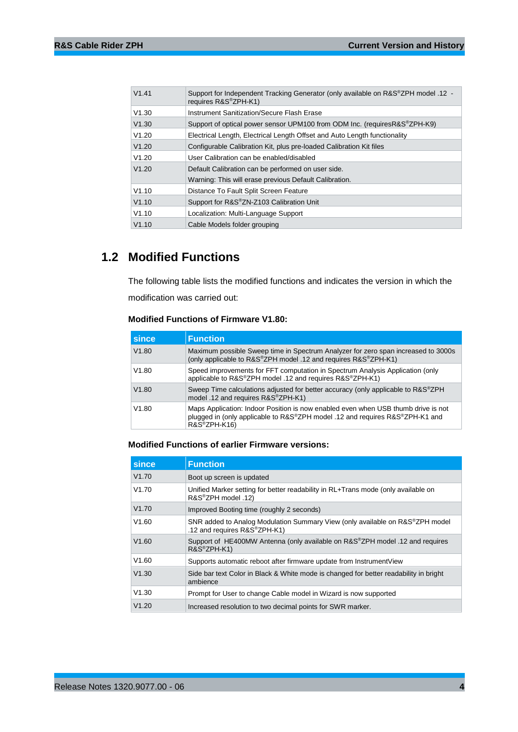| | |
|---|---|
| V1.41 | Support for Independent Tracking Generator (only available on R&S®ZPH model .12 - requires R&S®ZPH-K1) |
| V1.30 | Instrument Sanitization/Secure Flash Erase |
| V1.30 | Support of optical power sensor UPM100 from ODM Inc. (requiresR&S®ZPH-K9) |
| V1.20 | Electrical Length, Electrical Length Offset and Auto Length functionality |
| V1.20 | Configurable Calibration Kit, plus pre-loaded Calibration Kit files |
| V1.20 | User Calibration can be enabled/disabled |
| V1.20 | Default Calibration can be performed on user side.<br>Warning: This will erase previous Default Calibration. |
| V1.10 | Distance To Fault Split Screen Feature |
| V1.10 | Support for R&S®ZN-Z103 Calibration Unit |
| V1.10 | Localization: Multi-Language Support |
| V1.10 | Cable Models folder grouping |

## 1.2 Modified Functions

The following table lists the modified functions and indicates the version in which the modification was carried out:

**Modified Functions of Firmware V1.80:**

| since | Function |
|---|---|
| V1.80 | Maximum possible Sweep time in Spectrum Analyzer for zero span increased to 3000s (only applicable to R&S®ZPH model .12 and requires R&S®ZPH-K1) |
| V1.80 | Speed improvements for FFT computation in Spectrum Analysis Application (only applicable to R&S®ZPH model .12 and requires R&S®ZPH-K1) |
| V1.80 | Sweep Time calculations adjusted for better accuracy (only applicable to R&S®ZPH model .12 and requires R&S®ZPH-K1) |
| V1.80 | Maps Application: Indoor Position is now enabled even when USB thumb drive is not plugged in (only applicable to R&S®ZPH model .12 and requires R&S®ZPH-K1 and R&S®ZPH-K16) |

**Modified Functions of earlier Firmware versions:**

| since | Function |
|---|---|
| V1.70 | Boot up screen is updated |
| V1.70 | Unified Marker setting for better readability in RL+Trans mode (only available on R&S®ZPH model .12) |
| V1.70 | Improved Booting time (roughly 2 seconds) |
| V1.60 | SNR added to Analog Modulation Summary View (only available on R&S®ZPH model .12 and requires R&S®ZPH-K1) |
| V1.60 | Support of HE400MW Antenna (only available on R&S®ZPH model .12 and requires R&S®ZPH-K1) |
| V1.60 | Supports automatic reboot after firmware update from InstrumentView |
| V1.30 | Side bar text Color in Black & White mode is changed for better readability in bright ambience |
| V1.30 | Prompt for User to change Cable model in Wizard is now supported |
| V1.20 | Increased resolution to two decimal points for SWR marker. |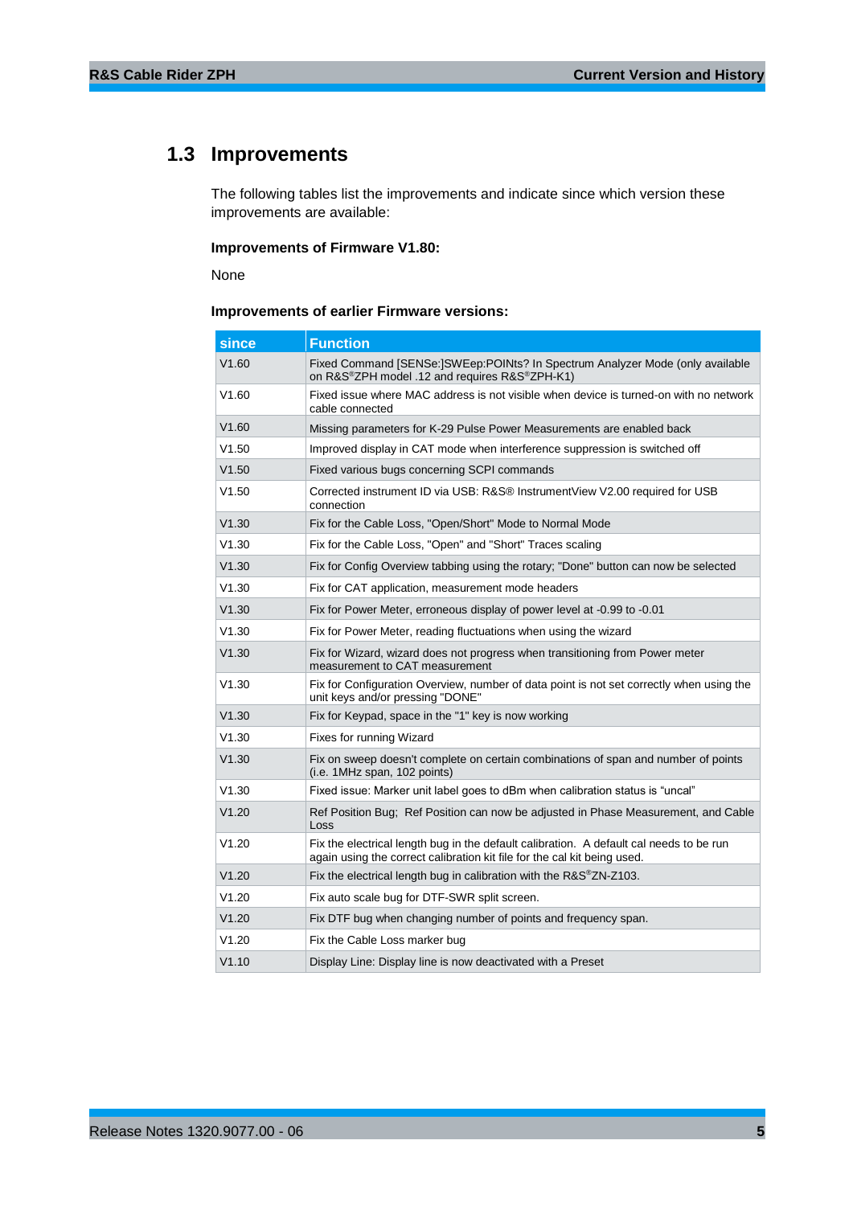## 1.3 Improvements

The following tables list the improvements and indicate since which version these improvements are available:

**Improvements of Firmware V1.80:**

None

**Improvements of earlier Firmware versions:**

| since | Function |
|---|---|
| V1.60 | Fixed Command [SENSe:]SWEep:POINts? In Spectrum Analyzer Mode (only available on R&S®ZPH model .12 and requires R&S®ZPH-K1) |
| V1.60 | Fixed issue where MAC address is not visible when device is turned-on with no network cable connected |
| V1.60 | Missing parameters for K-29 Pulse Power Measurements are enabled back |
| V1.50 | Improved display in CAT mode when interference suppression is switched off |
| V1.50 | Fixed various bugs concerning SCPI commands |
| V1.50 | Corrected instrument ID via USB: R&S® InstrumentView V2.00 required for USB connection |
| V1.30 | Fix for the Cable Loss, "Open/Short" Mode to Normal Mode |
| V1.30 | Fix for the Cable Loss, "Open" and "Short" Traces scaling |
| V1.30 | Fix for Config Overview tabbing using the rotary; "Done" button can now be selected |
| V1.30 | Fix for CAT application, measurement mode headers |
| V1.30 | Fix for Power Meter, erroneous display of power level at -0.99 to -0.01 |
| V1.30 | Fix for Power Meter, reading fluctuations when using the wizard |
| V1.30 | Fix for Wizard, wizard does not progress when transitioning from Power meter measurement to CAT measurement |
| V1.30 | Fix for Configuration Overview, number of data point is not set correctly when using the unit keys and/or pressing "DONE" |
| V1.30 | Fix for Keypad, space in the "1" key is now working |
| V1.30 | Fixes for running Wizard |
| V1.30 | Fix on sweep doesn't complete on certain combinations of span and number of points (i.e. 1MHz span, 102 points) |
| V1.30 | Fixed issue: Marker unit label goes to dBm when calibration status is "uncal" |
| V1.20 | Ref Position Bug; Ref Position can now be adjusted in Phase Measurement, and Cable Loss |
| V1.20 | Fix the electrical length bug in the default calibration. A default cal needs to be run again using the correct calibration kit file for the cal kit being used. |
| V1.20 | Fix the electrical length bug in calibration with the R&S®ZN-Z103. |
| V1.20 | Fix auto scale bug for DTF-SWR split screen. |
| V1.20 | Fix DTF bug when changing number of points and frequency span. |
| V1.20 | Fix the Cable Loss marker bug |
| V1.10 | Display Line: Display line is now deactivated with a Preset |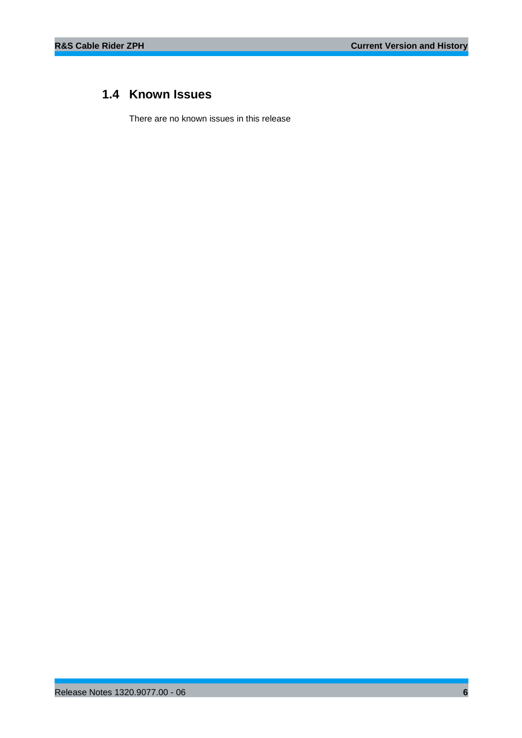## 1.4 Known Issues

There are no known issues in this release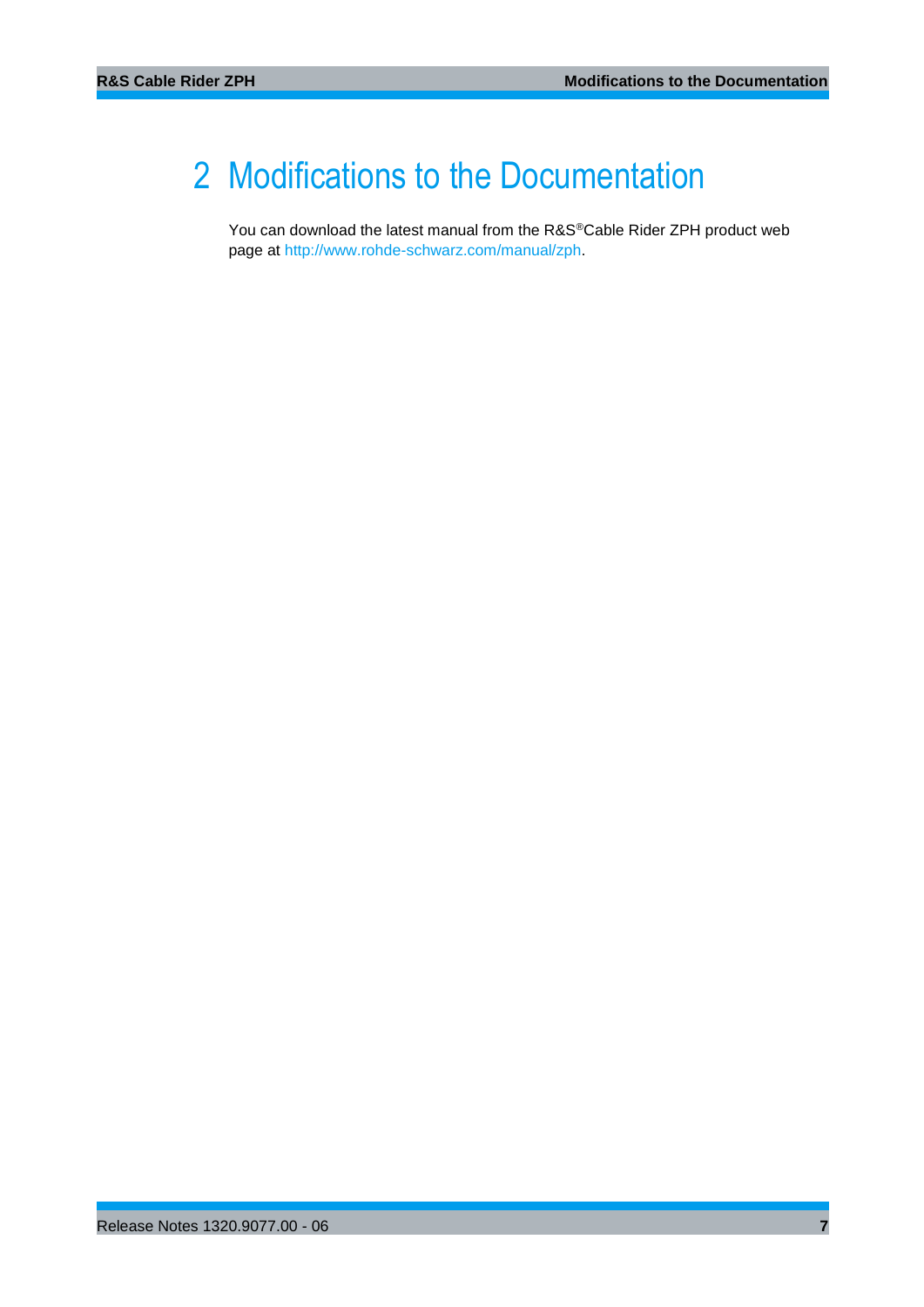# 2 Modifications to the Documentation

You can download the latest manual from the R&S®Cable Rider ZPH product web page at http://www.rohde-schwarz.com/manual/zph.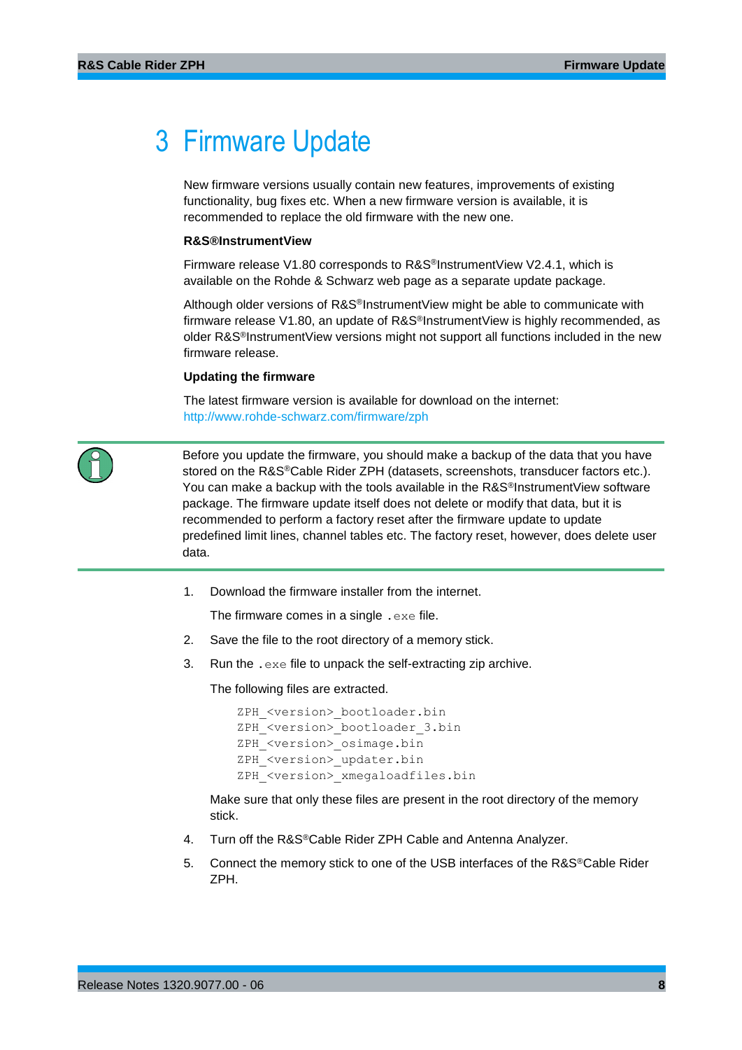# 3 Firmware Update

New firmware versions usually contain new features, improvements of existing functionality, bug fixes etc. When a new firmware version is available, it is recommended to replace the old firmware with the new one.

**R&S®InstrumentView**

Firmware release V1.80 corresponds to R&S®InstrumentView V2.4.1, which is available on the Rohde & Schwarz web page as a separate update package.

Although older versions of R&S®InstrumentView might be able to communicate with firmware release V1.80, an update of R&S®InstrumentView is highly recommended, as older R&S®InstrumentView versions might not support all functions included in the new firmware release.

**Updating the firmware**

The latest firmware version is available for download on the internet:
http://www.rohde-schwarz.com/firmware/zph

> Before you update the firmware, you should make a backup of the data that you have stored on the R&S®Cable Rider ZPH (datasets, screenshots, transducer factors etc.). You can make a backup with the tools available in the R&S®InstrumentView software package. The firmware update itself does not delete or modify that data, but it is recommended to perform a factory reset after the firmware update to update predefined limit lines, channel tables etc. The factory reset, however, does delete user data.

1. Download the firmware installer from the internet.

   The firmware comes in a single `.exe` file.

2. Save the file to the root directory of a memory stick.
3. Run the `.exe` file to unpack the self-extracting zip archive.

   The following files are extracted.

   ```
   ZPH_<version>_bootloader.bin
   ZPH_<version>_bootloader_3.bin
   ZPH_<version>_osimage.bin
   ZPH_<version>_updater.bin
   ZPH_<version>_xmegaloadfiles.bin
   ```

   Make sure that only these files are present in the root directory of the memory stick.

4. Turn off the R&S®Cable Rider ZPH Cable and Antenna Analyzer.
5. Connect the memory stick to one of the USB interfaces of the R&S®Cable Rider ZPH.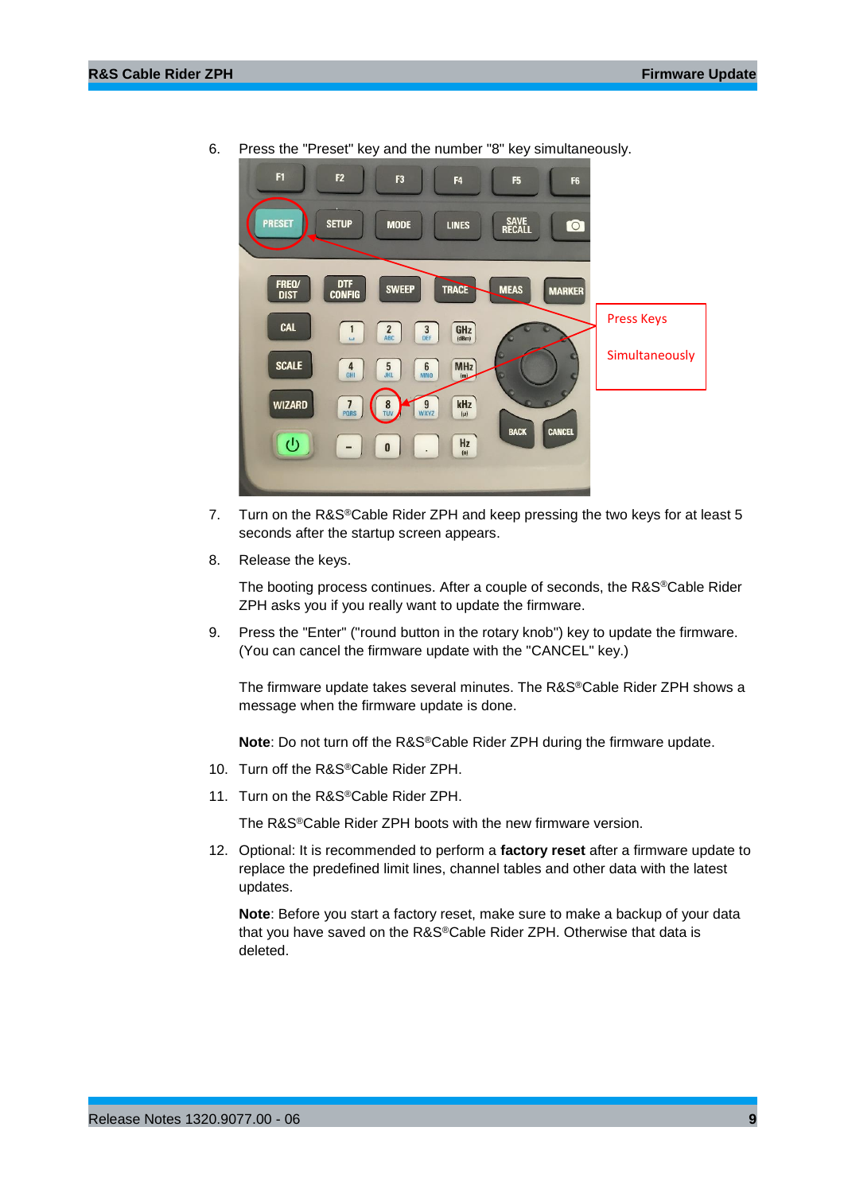6. Press the "Preset" key and the number "8" key simultaneously.

7. Turn on the R&S®Cable Rider ZPH and keep pressing the two keys for at least 5 seconds after the startup screen appears.

8. Release the keys.

   The booting process continues. After a couple of seconds, the R&S®Cable Rider ZPH asks you if you really want to update the firmware.

9. Press the "Enter" ("round button in the rotary knob") key to update the firmware. (You can cancel the firmware update with the "CANCEL" key.)

   The firmware update takes several minutes. The R&S®Cable Rider ZPH shows a message when the firmware update is done.

   **Note**: Do not turn off the R&S®Cable Rider ZPH during the firmware update.

10. Turn off the R&S®Cable Rider ZPH.

11. Turn on the R&S®Cable Rider ZPH.

    The R&S®Cable Rider ZPH boots with the new firmware version.

12. Optional: It is recommended to perform a **factory reset** after a firmware update to replace the predefined limit lines, channel tables and other data with the latest updates.

    **Note**: Before you start a factory reset, make sure to make a backup of your data that you have saved on the R&S®Cable Rider ZPH. Otherwise that data is deleted.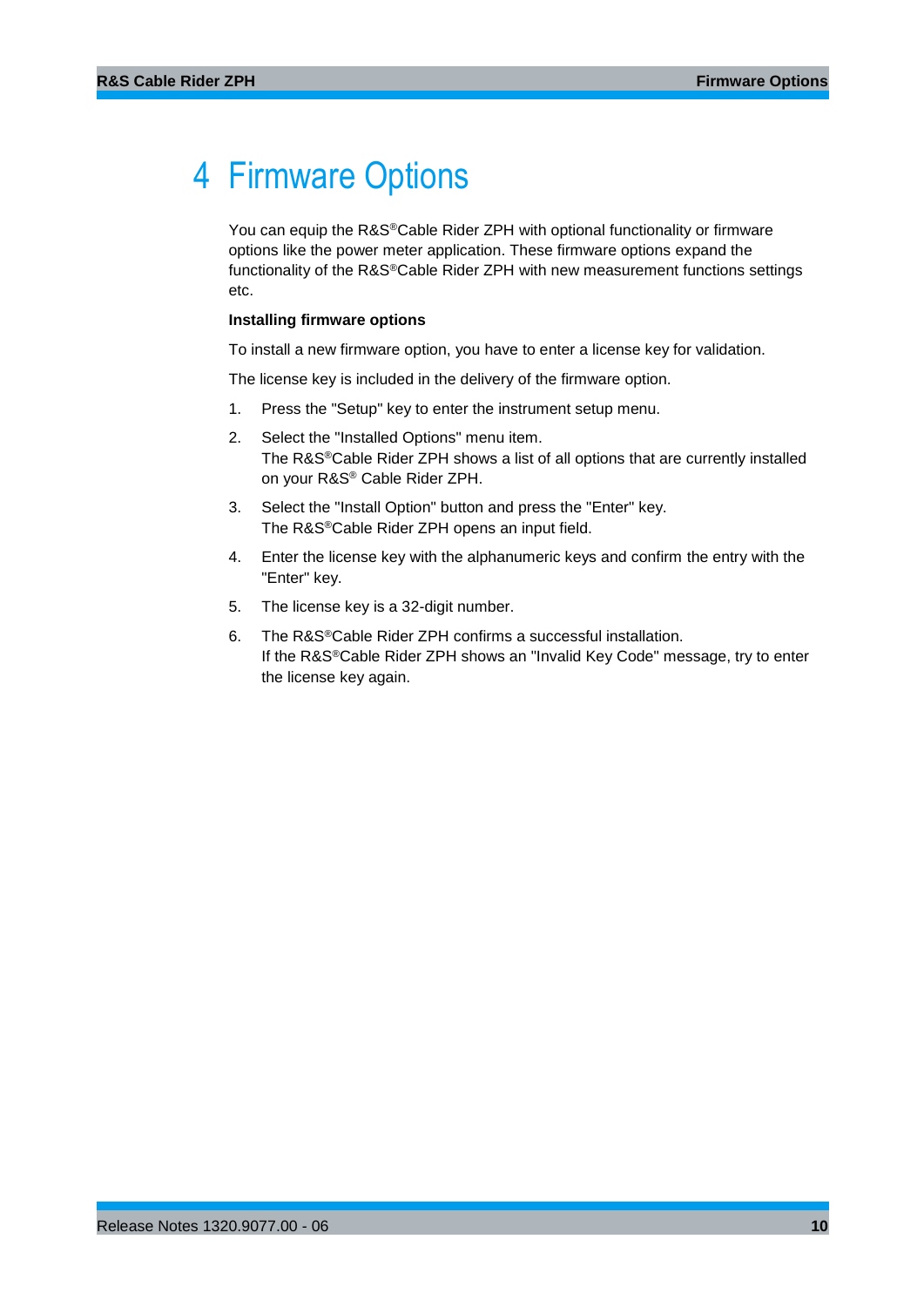# 4 Firmware Options

You can equip the R&S®Cable Rider ZPH with optional functionality or firmware options like the power meter application. These firmware options expand the functionality of the R&S®Cable Rider ZPH with new measurement functions settings etc.

**Installing firmware options**

To install a new firmware option, you have to enter a license key for validation.

The license key is included in the delivery of the firmware option.

1. Press the "Setup" key to enter the instrument setup menu.
2. Select the "Installed Options" menu item.
   The R&S®Cable Rider ZPH shows a list of all options that are currently installed on your R&S® Cable Rider ZPH.
3. Select the "Install Option" button and press the "Enter" key.
   The R&S®Cable Rider ZPH opens an input field.
4. Enter the license key with the alphanumeric keys and confirm the entry with the "Enter" key.
5. The license key is a 32-digit number.
6. The R&S®Cable Rider ZPH confirms a successful installation.
   If the R&S®Cable Rider ZPH shows an "Invalid Key Code" message, try to enter the license key again.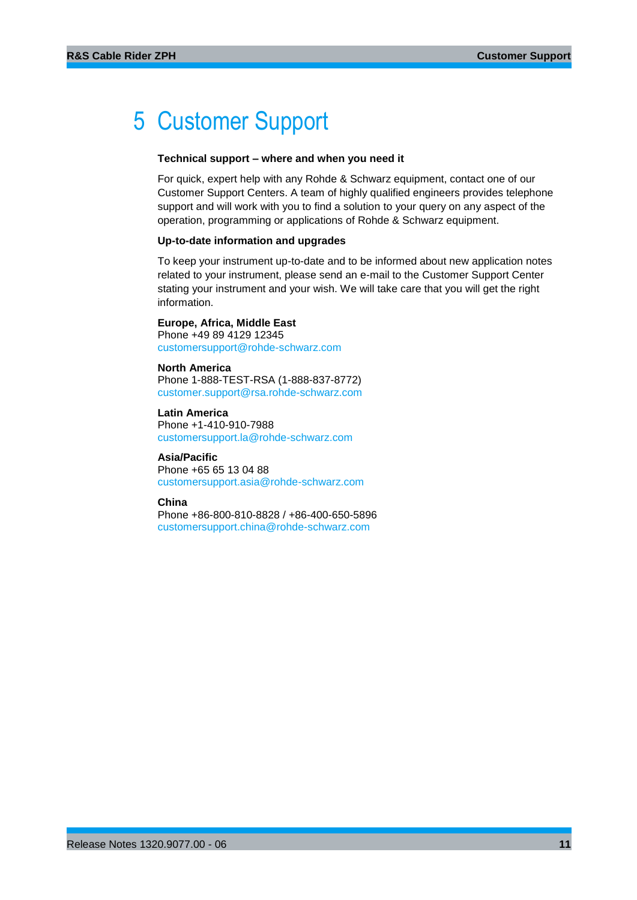# 5 Customer Support

**Technical support – where and when you need it**

For quick, expert help with any Rohde & Schwarz equipment, contact one of our Customer Support Centers. A team of highly qualified engineers provides telephone support and will work with you to find a solution to your query on any aspect of the operation, programming or applications of Rohde & Schwarz equipment.

**Up-to-date information and upgrades**

To keep your instrument up-to-date and to be informed about new application notes related to your instrument, please send an e-mail to the Customer Support Center stating your instrument and your wish. We will take care that you will get the right information.

**Europe, Africa, Middle East**
Phone +49 89 4129 12345
customersupport@rohde-schwarz.com

**North America**
Phone 1-888-TEST-RSA (1-888-837-8772)
customer.support@rsa.rohde-schwarz.com

**Latin America**
Phone +1-410-910-7988
customersupport.la@rohde-schwarz.com

**Asia/Pacific**
Phone +65 65 13 04 88
customersupport.asia@rohde-schwarz.com

**China**
Phone +86-800-810-8828 / +86-400-650-5896
customersupport.china@rohde-schwarz.com